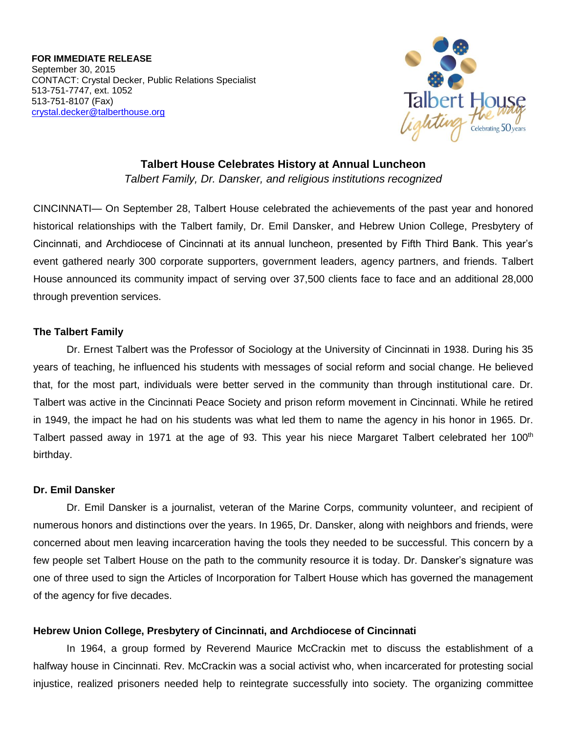**FOR IMMEDIATE RELEASE**
September 30, 2015
CONTACT: Crystal Decker, Public Relations Specialist
513-751-7747, ext. 1052
513-751-8107 (Fax)
crystal.decker@talberthouse.org

Talbert House lighting the way Celebrating 50 years

# Talbert House Celebrates History at Annual Luncheon

*Talbert Family, Dr. Dansker, and religious institutions recognized*

CINCINNATI— On September 28, Talbert House celebrated the achievements of the past year and honored historical relationships with the Talbert family, Dr. Emil Dansker, and Hebrew Union College, Presbytery of Cincinnati, and Archdiocese of Cincinnati at its annual luncheon, presented by Fifth Third Bank. This year's event gathered nearly 300 corporate supporters, government leaders, agency partners, and friends. Talbert House announced its community impact of serving over 37,500 clients face to face and an additional 28,000 through prevention services.

## The Talbert Family

Dr. Ernest Talbert was the Professor of Sociology at the University of Cincinnati in 1938. During his 35 years of teaching, he influenced his students with messages of social reform and social change. He believed that, for the most part, individuals were better served in the community than through institutional care. Dr. Talbert was active in the Cincinnati Peace Society and prison reform movement in Cincinnati. While he retired in 1949, the impact he had on his students was what led them to name the agency in his honor in 1965. Dr. Talbert passed away in 1971 at the age of 93. This year his niece Margaret Talbert celebrated her 100th birthday.

## Dr. Emil Dansker

Dr. Emil Dansker is a journalist, veteran of the Marine Corps, community volunteer, and recipient of numerous honors and distinctions over the years. In 1965, Dr. Dansker, along with neighbors and friends, were concerned about men leaving incarceration having the tools they needed to be successful. This concern by a few people set Talbert House on the path to the community resource it is today. Dr. Dansker's signature was one of three used to sign the Articles of Incorporation for Talbert House which has governed the management of the agency for five decades.

## Hebrew Union College, Presbytery of Cincinnati, and Archdiocese of Cincinnati

In 1964, a group formed by Reverend Maurice McCrackin met to discuss the establishment of a halfway house in Cincinnati. Rev. McCrackin was a social activist who, when incarcerated for protesting social injustice, realized prisoners needed help to reintegrate successfully into society. The organizing committee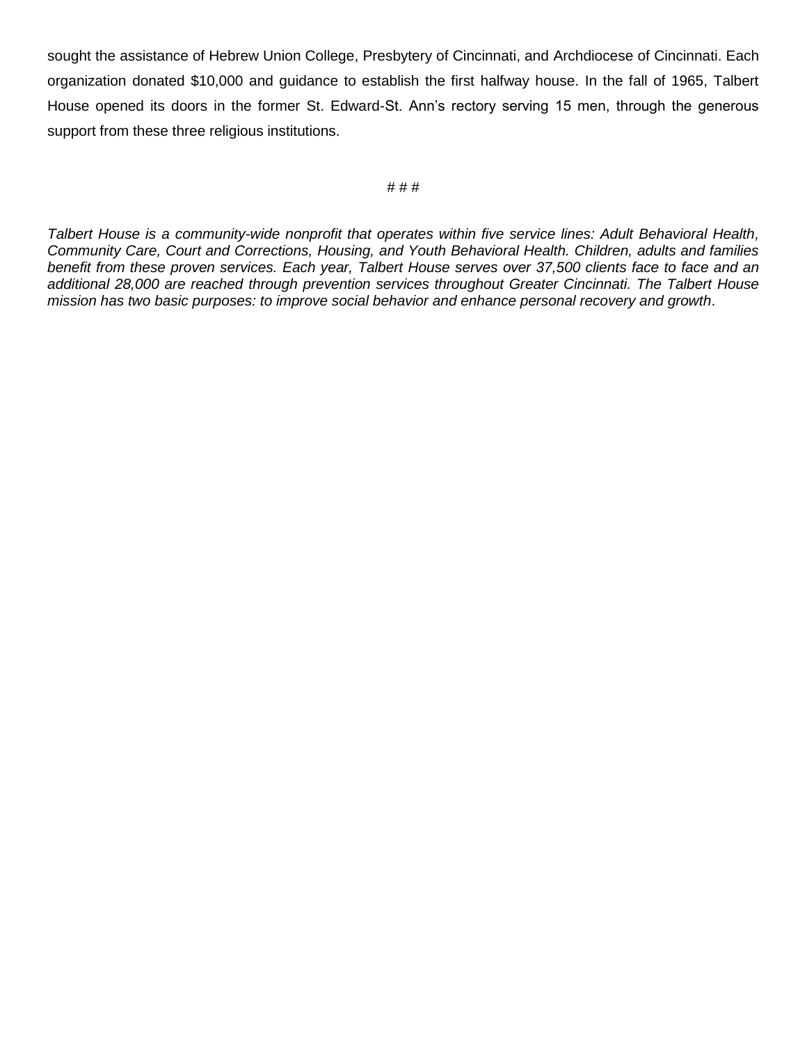sought the assistance of Hebrew Union College, Presbytery of Cincinnati, and Archdiocese of Cincinnati. Each organization donated $10,000 and guidance to establish the first halfway house. In the fall of 1965, Talbert House opened its doors in the former St. Edward-St. Ann's rectory serving 15 men, through the generous support from these three religious institutions.

# # #

*Talbert House is a community-wide nonprofit that operates within five service lines: Adult Behavioral Health, Community Care, Court and Corrections, Housing, and Youth Behavioral Health. Children, adults and families benefit from these proven services. Each year, Talbert House serves over 37,500 clients face to face and an additional 28,000 are reached through prevention services throughout Greater Cincinnati. The Talbert House mission has two basic purposes: to improve social behavior and enhance personal recovery and growth*.